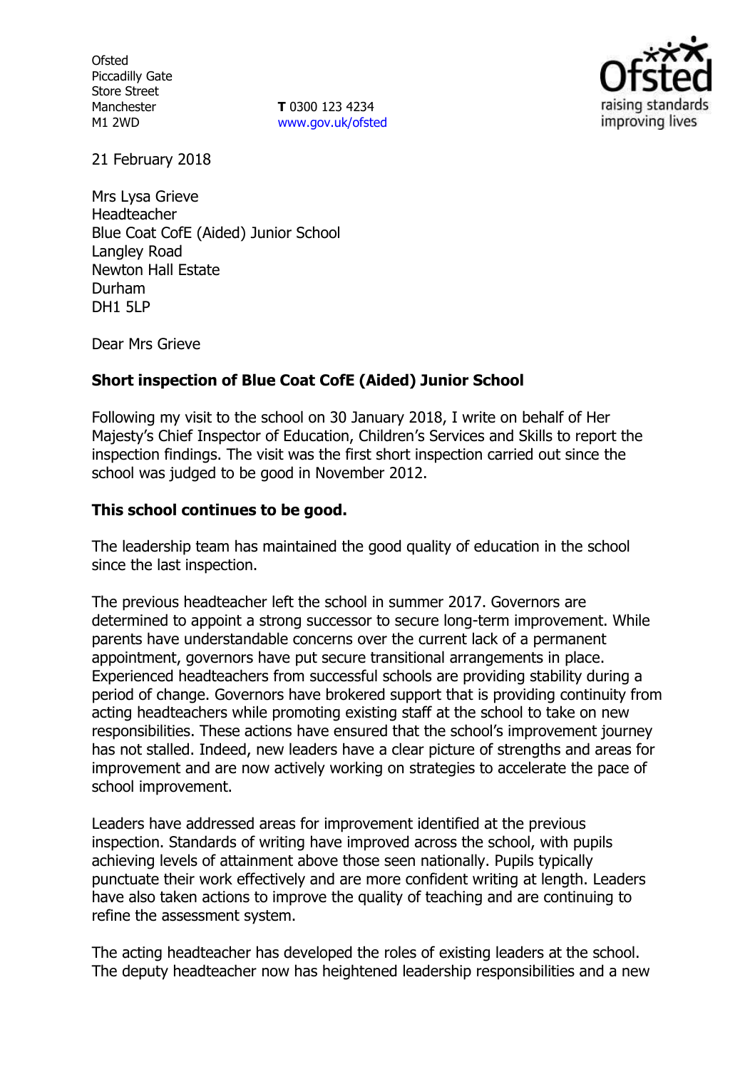Ofsted
Piccadilly Gate
Store Street
Manchester
M1 2WD

**T** 0300 123 4234
www.gov.uk/ofsted

21 February 2018

Mrs Lysa Grieve
Headteacher
Blue Coat CofE (Aided) Junior School
Langley Road
Newton Hall Estate
Durham
DH1 5LP

Dear Mrs Grieve

**Short inspection of Blue Coat CofE (Aided) Junior School**

Following my visit to the school on 30 January 2018, I write on behalf of Her Majesty's Chief Inspector of Education, Children's Services and Skills to report the inspection findings. The visit was the first short inspection carried out since the school was judged to be good in November 2012.

**This school continues to be good.**

The leadership team has maintained the good quality of education in the school since the last inspection.

The previous headteacher left the school in summer 2017. Governors are determined to appoint a strong successor to secure long-term improvement. While parents have understandable concerns over the current lack of a permanent appointment, governors have put secure transitional arrangements in place. Experienced headteachers from successful schools are providing stability during a period of change. Governors have brokered support that is providing continuity from acting headteachers while promoting existing staff at the school to take on new responsibilities. These actions have ensured that the school's improvement journey has not stalled. Indeed, new leaders have a clear picture of strengths and areas for improvement and are now actively working on strategies to accelerate the pace of school improvement.

Leaders have addressed areas for improvement identified at the previous inspection. Standards of writing have improved across the school, with pupils achieving levels of attainment above those seen nationally. Pupils typically punctuate their work effectively and are more confident writing at length. Leaders have also taken actions to improve the quality of teaching and are continuing to refine the assessment system.

The acting headteacher has developed the roles of existing leaders at the school. The deputy headteacher now has heightened leadership responsibilities and a new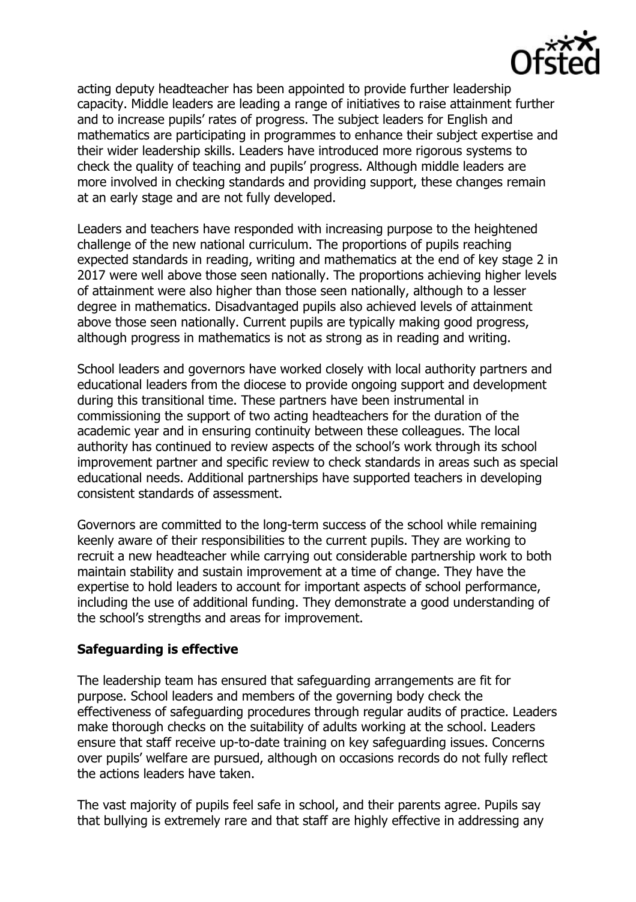acting deputy headteacher has been appointed to provide further leadership capacity. Middle leaders are leading a range of initiatives to raise attainment further and to increase pupils' rates of progress. The subject leaders for English and mathematics are participating in programmes to enhance their subject expertise and their wider leadership skills. Leaders have introduced more rigorous systems to check the quality of teaching and pupils' progress. Although middle leaders are more involved in checking standards and providing support, these changes remain at an early stage and are not fully developed.

Leaders and teachers have responded with increasing purpose to the heightened challenge of the new national curriculum. The proportions of pupils reaching expected standards in reading, writing and mathematics at the end of key stage 2 in 2017 were well above those seen nationally. The proportions achieving higher levels of attainment were also higher than those seen nationally, although to a lesser degree in mathematics. Disadvantaged pupils also achieved levels of attainment above those seen nationally. Current pupils are typically making good progress, although progress in mathematics is not as strong as in reading and writing.

School leaders and governors have worked closely with local authority partners and educational leaders from the diocese to provide ongoing support and development during this transitional time. These partners have been instrumental in commissioning the support of two acting headteachers for the duration of the academic year and in ensuring continuity between these colleagues. The local authority has continued to review aspects of the school's work through its school improvement partner and specific review to check standards in areas such as special educational needs. Additional partnerships have supported teachers in developing consistent standards of assessment.

Governors are committed to the long-term success of the school while remaining keenly aware of their responsibilities to the current pupils. They are working to recruit a new headteacher while carrying out considerable partnership work to both maintain stability and sustain improvement at a time of change. They have the expertise to hold leaders to account for important aspects of school performance, including the use of additional funding. They demonstrate a good understanding of the school's strengths and areas for improvement.

**Safeguarding is effective**

The leadership team has ensured that safeguarding arrangements are fit for purpose. School leaders and members of the governing body check the effectiveness of safeguarding procedures through regular audits of practice. Leaders make thorough checks on the suitability of adults working at the school. Leaders ensure that staff receive up-to-date training on key safeguarding issues. Concerns over pupils' welfare are pursued, although on occasions records do not fully reflect the actions leaders have taken.

The vast majority of pupils feel safe in school, and their parents agree. Pupils say that bullying is extremely rare and that staff are highly effective in addressing any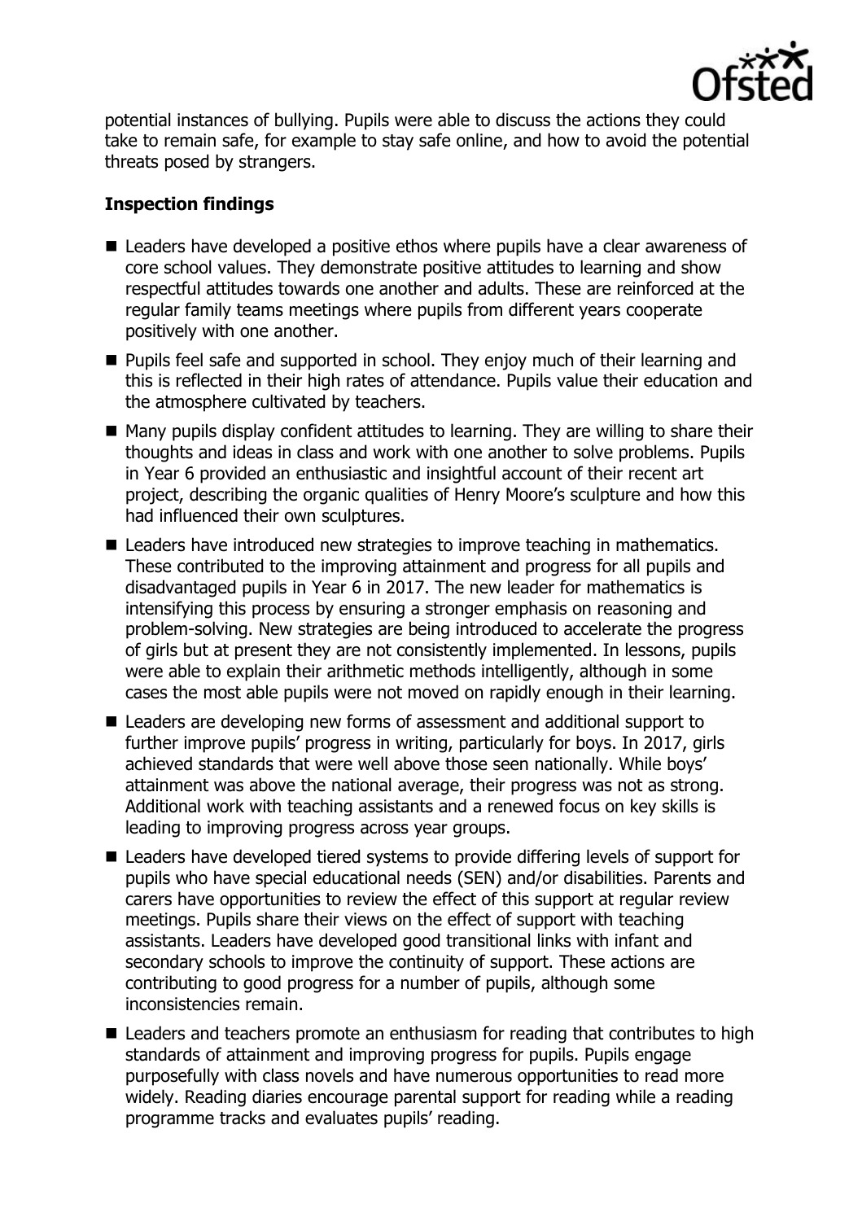potential instances of bullying. Pupils were able to discuss the actions they could take to remain safe, for example to stay safe online, and how to avoid the potential threats posed by strangers.

## Inspection findings

- Leaders have developed a positive ethos where pupils have a clear awareness of core school values. They demonstrate positive attitudes to learning and show respectful attitudes towards one another and adults. These are reinforced at the regular family teams meetings where pupils from different years cooperate positively with one another.
- Pupils feel safe and supported in school. They enjoy much of their learning and this is reflected in their high rates of attendance. Pupils value their education and the atmosphere cultivated by teachers.
- Many pupils display confident attitudes to learning. They are willing to share their thoughts and ideas in class and work with one another to solve problems. Pupils in Year 6 provided an enthusiastic and insightful account of their recent art project, describing the organic qualities of Henry Moore's sculpture and how this had influenced their own sculptures.
- Leaders have introduced new strategies to improve teaching in mathematics. These contributed to the improving attainment and progress for all pupils and disadvantaged pupils in Year 6 in 2017. The new leader for mathematics is intensifying this process by ensuring a stronger emphasis on reasoning and problem-solving. New strategies are being introduced to accelerate the progress of girls but at present they are not consistently implemented. In lessons, pupils were able to explain their arithmetic methods intelligently, although in some cases the most able pupils were not moved on rapidly enough in their learning.
- Leaders are developing new forms of assessment and additional support to further improve pupils' progress in writing, particularly for boys. In 2017, girls achieved standards that were well above those seen nationally. While boys' attainment was above the national average, their progress was not as strong. Additional work with teaching assistants and a renewed focus on key skills is leading to improving progress across year groups.
- Leaders have developed tiered systems to provide differing levels of support for pupils who have special educational needs (SEN) and/or disabilities. Parents and carers have opportunities to review the effect of this support at regular review meetings. Pupils share their views on the effect of support with teaching assistants. Leaders have developed good transitional links with infant and secondary schools to improve the continuity of support. These actions are contributing to good progress for a number of pupils, although some inconsistencies remain.
- Leaders and teachers promote an enthusiasm for reading that contributes to high standards of attainment and improving progress for pupils. Pupils engage purposefully with class novels and have numerous opportunities to read more widely. Reading diaries encourage parental support for reading while a reading programme tracks and evaluates pupils' reading.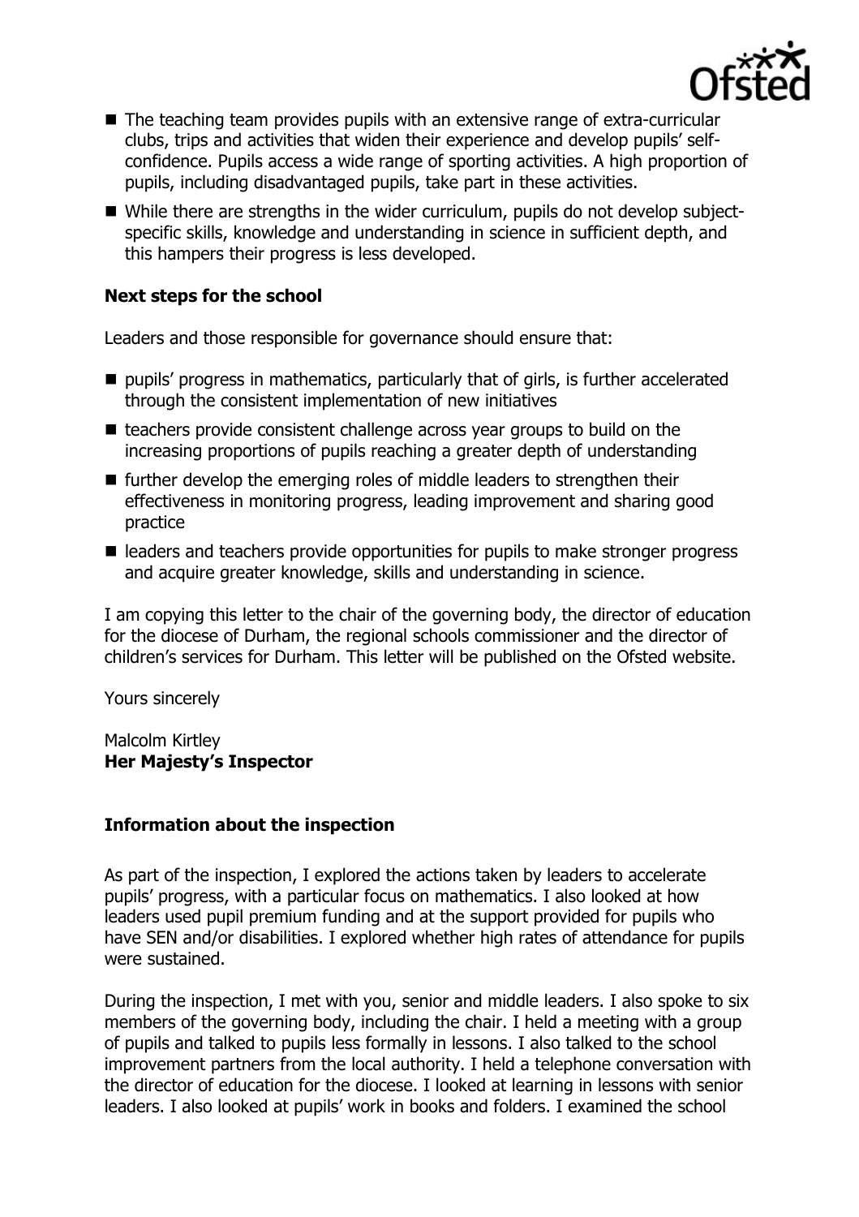- The teaching team provides pupils with an extensive range of extra-curricular clubs, trips and activities that widen their experience and develop pupils' self-confidence. Pupils access a wide range of sporting activities. A high proportion of pupils, including disadvantaged pupils, take part in these activities.
- While there are strengths in the wider curriculum, pupils do not develop subject-specific skills, knowledge and understanding in science in sufficient depth, and this hampers their progress is less developed.

**Next steps for the school**

Leaders and those responsible for governance should ensure that:

- pupils' progress in mathematics, particularly that of girls, is further accelerated through the consistent implementation of new initiatives
- teachers provide consistent challenge across year groups to build on the increasing proportions of pupils reaching a greater depth of understanding
- further develop the emerging roles of middle leaders to strengthen their effectiveness in monitoring progress, leading improvement and sharing good practice
- leaders and teachers provide opportunities for pupils to make stronger progress and acquire greater knowledge, skills and understanding in science.

I am copying this letter to the chair of the governing body, the director of education for the diocese of Durham, the regional schools commissioner and the director of children's services for Durham. This letter will be published on the Ofsted website.

Yours sincerely

Malcolm Kirtley
**Her Majesty's Inspector**

**Information about the inspection**

As part of the inspection, I explored the actions taken by leaders to accelerate pupils' progress, with a particular focus on mathematics. I also looked at how leaders used pupil premium funding and at the support provided for pupils who have SEN and/or disabilities. I explored whether high rates of attendance for pupils were sustained.

During the inspection, I met with you, senior and middle leaders. I also spoke to six members of the governing body, including the chair. I held a meeting with a group of pupils and talked to pupils less formally in lessons. I also talked to the school improvement partners from the local authority. I held a telephone conversation with the director of education for the diocese. I looked at learning in lessons with senior leaders. I also looked at pupils' work in books and folders. I examined the school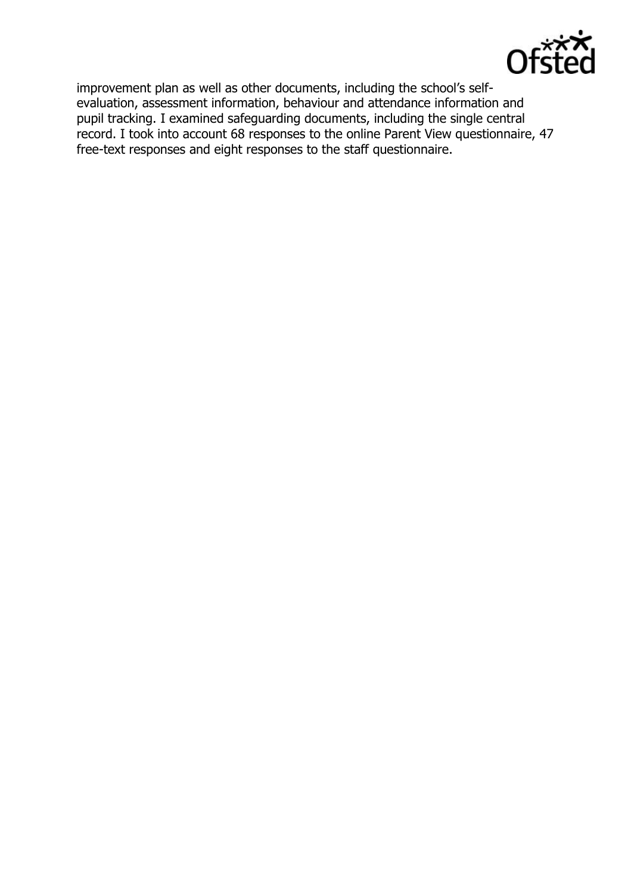improvement plan as well as other documents, including the school's self-evaluation, assessment information, behaviour and attendance information and pupil tracking. I examined safeguarding documents, including the single central record. I took into account 68 responses to the online Parent View questionnaire, 47 free-text responses and eight responses to the staff questionnaire.